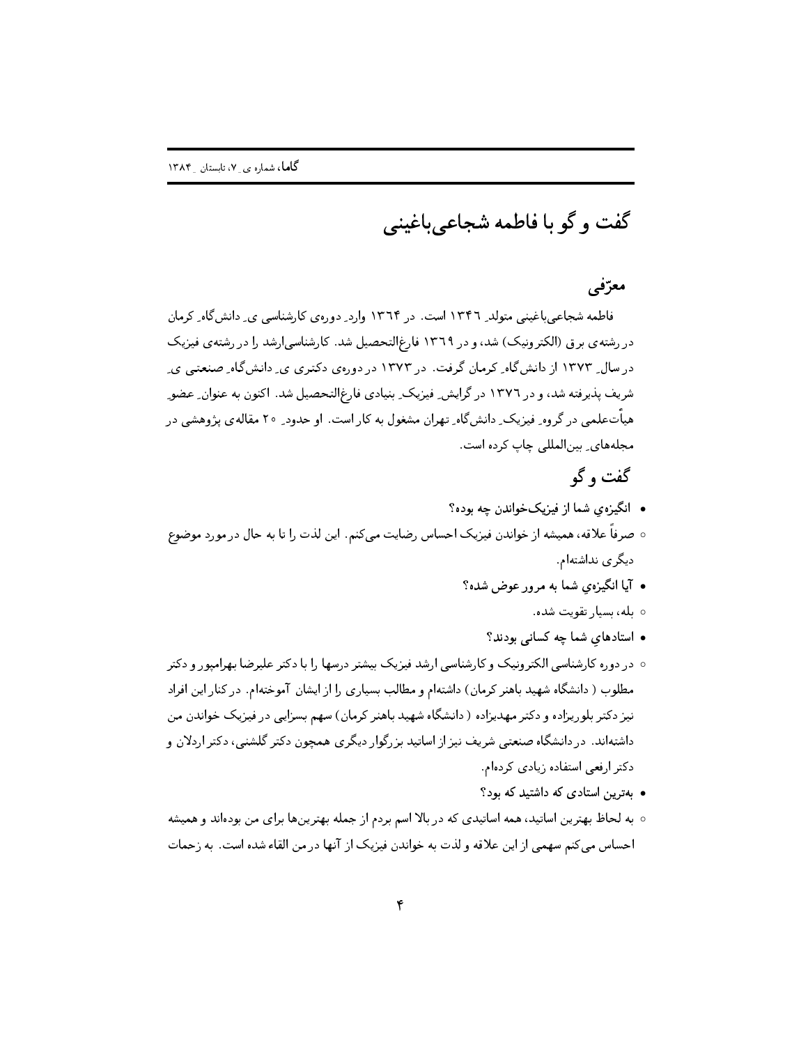# گفت و گو با فاطمه شجاعی‌باغینی

## معرّفی

فاطمه شجاعی‌باغینی متولد ۱۳۴۶ است. در ۱۳۶۴ وارد دوره‌ی کارشناسی ی دانش‌گاه کرمان در رشته‌ی برق (الکترونیک) شد، و در ۱۳۶۹ فارغ‌التحصیل شد. کارشناسی‌ارشد را در رشته‌ی فیزیک در سال ۱۳۷۳ از دانش‌گاه کرمان گرفت. در ۱۳۷۳ در دوره‌ی دکتری ی دانش‌گاه صنعتی ی شریف پذیرفته شد، و در ۱۳۷۶ در گرایش فیزیک بنیادی فارغ‌التحصیل شد. اکنون به عنوان عضو هیأت‌علمی در گروه فیزیک دانش‌گاه تهران مشغول به کار است. او حدود ۲۰ مقاله‌ی پژوهشی در مجله‌های بین‌المللی چاپ کرده است.

## گفت و گو

- **انگیزه‌ی شما از فیزیک‌خواندن چه بوده؟**
  - صرفاً علاقه، همیشه از خواندن فیزیک احساس رضایت می‌کنم. این لذت را تا به حال در مورد موضوع دیگری نداشته‌ام.
- **آیا انگیزه‌ی شما به مرور عوض شده؟**
  - بله، بسیار تقویت شده.
- **استادهای شما چه کسانی بودند؟**
  - در دوره کارشناسی الکترونیک و کارشناسی ارشد فیزیک بیشتر درسها را با دکتر علیرضا بهرامپور و دکتر مطلوب ( دانشگاه شهید باهنر کرمان) داشته‌ام و مطالب بسیاری را از ایشان آموخته‌ام. در کنار این افراد نیز دکتر بلوریزاده و دکتر مهدیزاده ( دانشگاه شهید باهنر کرمان) سهم بسزایی در فیزیک خواندن من داشته‌اند. در دانشگاه صنعتی شریف نیز از اساتید بزرگوار دیگری همچون دکتر گلشنی، دکتر اردلان و دکتر ارفعی استفاده زیادی کرده‌ام.
- **به‌ترین استادی که داشتید که بود؟**
  - به لحاظ بهترین اساتید، همه اساتیدی که در بالا اسم بردم از جمله بهترین‌ها برای من بوده‌اند و همیشه احساس می‌کنم سهمی از این علاقه و لذت به خواندن فیزیک از آنها در من القاء شده است. به زحمات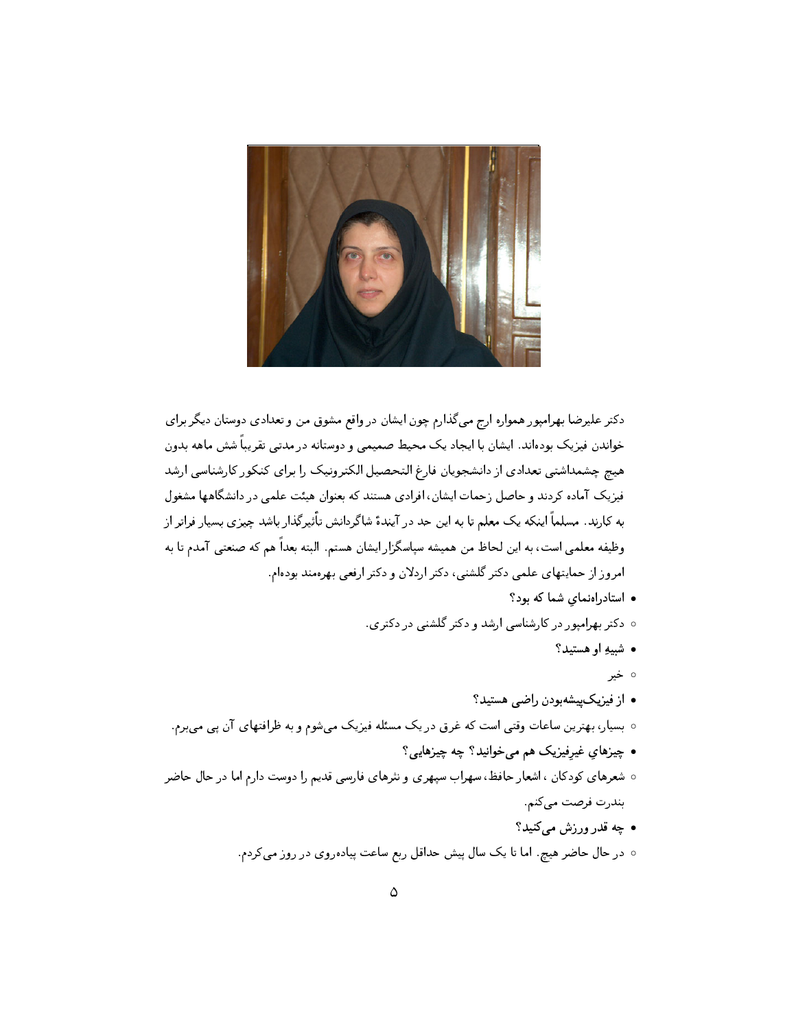دکتر علیرضا بهرامپور همواره ارج می‌گذارم چون ایشان در واقع مشوق من و تعدادی دوستان دیگر برای خواندن فیزیک بوده‌اند. ایشان با ایجاد یک محیط صمیمی و دوستانه در مدتی تقریباً شش ماهه بدون هیچ چشمداشتی تعدادی از دانشجویان فارغ التحصیل الکترونیک را برای کنکور کارشناسی ارشد فیزیک آماده کردند و حاصل زحمات ایشان، افرادی هستند که بعنوان هیئت علمی در دانشگاهها مشغول به کارند. مسلماً اینکه یک معلم تا به این حد در آیندهٔ شاگردانش تأثیرگذار باشد چیزی بسیار فراتر از وظیفه معلمی است، به این لحاظ من همیشه سپاسگزار ایشان هستم. البته بعداً هم که صنعتی آمدم تا به امروز از حمایتهای علمی دکتر گلشنی، دکتر اردلان و دکتر ارفعی بهره‌مند بوده‌ام.

- **استادراه‌نمایِ شما که بود؟**
  - دکتر بهرامپور در کارشناسی ارشد و دکتر گلشنی در دکتری.
- **شبیهِ او هستید؟**
  - خیر
- **از فیزیک‌پیشه‌بودن راضی هستید؟**
  - بسیار، بهترین ساعات وقتی است که غرق در یک مسئله فیزیک می‌شوم و به ظرافتهای آن پی می‌برم.
- **چیزهایِ غیرِفیزیک هم می‌خوانید؟ چه چیزهایی؟**
  - شعرهای کودکان، اشعار حافظ، سهراب سپهری و نثرهای فارسی قدیم را دوست دارم اما در حال حاضر بندرت فرصت می‌کنم.
- **چه قدر ورزش می‌کنید؟**
  - در حال حاضر هیچ. اما تا یک سال پیش حداقل ربع ساعت پیاده‌روی در روز می‌کردم.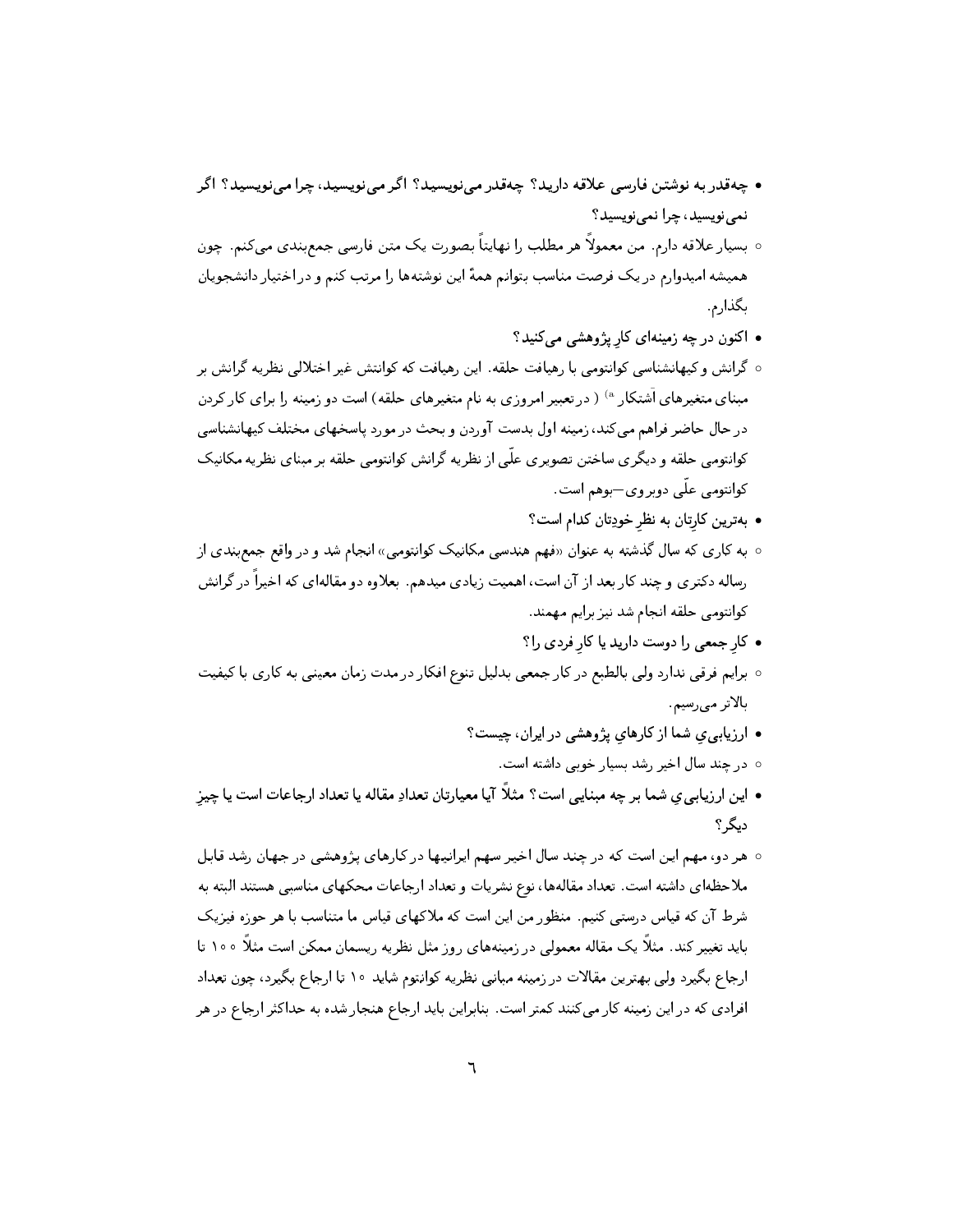- **چه‌قدر به نوشتن فارسی علاقه دارید؟ چه‌قدر می‌نویسید؟ اگر می‌نویسید، چرا می‌نویسید؟ اگر نمی‌نویسید، چرا نمی‌نویسید؟**
    - بسیار علاقه دارم. من معمولاً هر مطلب را نهایتاً بصورت یک متن فارسی جمع‌بندی می‌کنم. چون همیشه امیدوارم در یک فرصت مناسب بتوانم همهٔ این نوشته‌ها را مرتب کنم و در اختیار دانشجویان بگذارم.
- **اکنون در چه زمینه‌ای کارِ پژوهشی می‌کنید؟**
    - گرانش و کیهانشناسی کوانتومی با رهیافت حلقه. این رهیافت که کوانتش غیر اختلالی نظریه گرانش بر مبنای متغیرهای آشتکار [a] (در تعبیر امروزی به نام متغیرهای حلقه) است دو زمینه را برای کار کردن در حال حاضر فراهم می‌کند، زمینه اول بدست آوردن و بحث در مورد پاسخهای مختلف کیهانشناسی کوانتومی حلقه و دیگری ساختن تصویری علّی از نظریه گرانش کوانتومی حلقه بر مبنای نظریه مکانیک کوانتومی علّی دوبروی—بوهم است.
- **به‌ترین کارِتان به نظرِ خودِتان کدام است؟**
    - به کاری که سال گذشته به عنوان «فهم هندسی مکانیک کوانتومی» انجام شد و در واقع جمع‌بندی از رساله دکتری و چند کار بعد از آن است، اهمیت زیادی میدهم. بعلاوه دو مقاله‌ای که اخیراً در گرانش کوانتومی حلقه انجام شد نیز برایم مهمند.
- **کارِ جمعی را دوست دارید یا کارِ فردی را؟**
    - برایم فرقی ندارد ولی بالطبع در کار جمعی بدلیل تنوع افکار در مدت زمان معینی به کاری با کیفیت بالاتر می‌رسیم.
- **ارزیابی‌یِ شما از کارهایِ پژوهشی در ایران، چیست؟**
    - در چند سال اخیر رشد بسیار خوبی داشته است.
- **این ارزیابی‌یِ شما بر چه مبنایی است؟ مثلاً آیا معیارتان تعدادِ مقاله یا تعداد ارجاعات است یا چیزِ دیگر؟**
    - هر دو، مهم این است که در چند سال اخیر سهم ایرانیها در کارهای پژوهشی در جهان رشد قابل ملاحظه‌ای داشته است. تعداد مقاله‌ها، نوع نشریات و تعداد ارجاعات محکهای مناسبی هستند البته به شرط آن که قیاس درستی کنیم. منظور من این است که ملاکهای قیاس ما متناسب با هر حوزه فیزیک باید تغییر کند. مثلاً یک مقاله معمولی در زمینه‌های روز مثل نظریه ریسمان ممکن است مثلاً ۱۰۰ تا ارجاع بگیرد ولی بهترین مقالات در زمینه مبانی نظریه کوانتوم شاید ۱۰ تا ارجاع بگیرد، چون تعداد افرادی که در این زمینه کار می‌کنند کمتر است. بنابراین باید ارجاع هنجارشده به حداکثر ارجاع در هر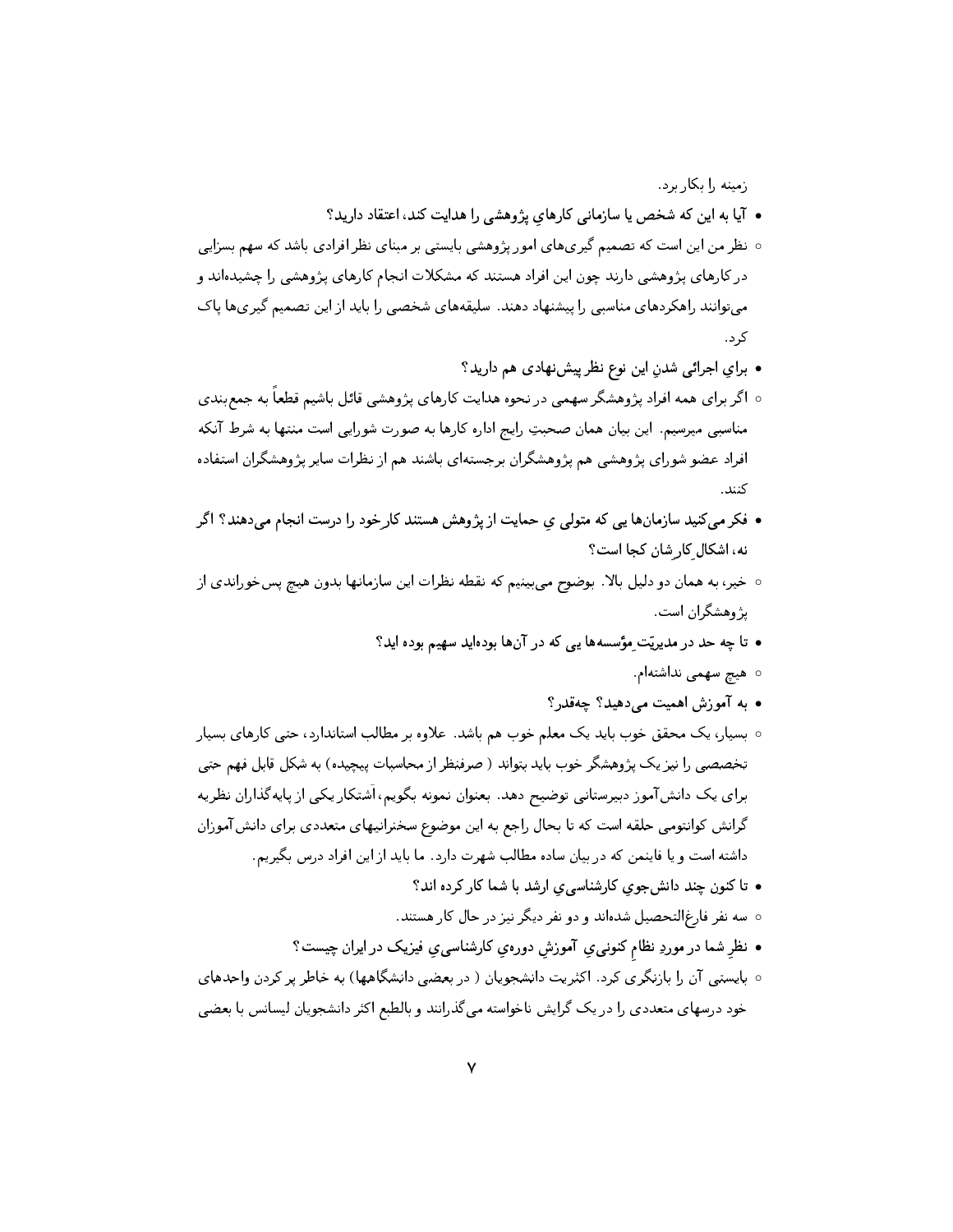زمینه را بکار برد.

- **آیا به این که شخص یا سازمانی کارهایِ پژوهشی را هدایت کند، اعتقاد دارید؟**

  ○ نظر من این است که تصمیم گیری‌های امور پژوهشی بایستی بر مبنای نظر افرادی باشد که سهم بسزایی در کارهای پژوهشی دارند چون این افراد هستند که مشکلات انجام کارهای پژوهشی را چشیده‌اند و می‌توانند راهکردهای مناسبی را پیشنهاد دهند. سلیقه‌های شخصی را باید از این تصمیم گیری‌ها پاک کرد.

- **برایِ اجرائی شدنِ این نوع نظر پیش‌نهادی هم دارید؟**

  ○ اگر برای همه افراد پژوهشگر سهمی در نحوه هدایت کارهای پژوهشی قائل باشیم قطعاً به جمع‌بندی مناسبی میرسیم. این بیان همان صحبتِ رایج اداره کارها به صورت شورایی است منتها به شرط آنکه افراد عضو شورای پژوهشی هم پژوهشگران برجسته‌ای باشند هم از نظرات سایر پژوهشگران استفاده کنند.

- **فکر می‌کنید سازمان‌ها یی که متولی یِ حمایت از پژوهش هستند کارخود را درست انجام می‌دهند؟ اگر نه، اشکالِ کارشان کجا است؟**

  ○ خیر، به همان دو دلیل بالا. بوضوح می‌بینیم که نقطه نظرات این سازمانها بدون هیچ پس‌خوراندی از پژوهشگران است.

- **تا چه حد در مدیریّتِ مؤسسه‌ها یی که در آن‌ها بوده‌اید سهیم بوده اید؟**

  ○ هیچ سهمی نداشته‌ام.

- **به آموزش اهمیت می‌دهید؟ چه‌قدر؟**

  ○ بسیار، یک محقق خوب باید یک معلم خوب هم باشد. علاوه بر مطالب استاندارد، حتی کارهای بسیار تخصصی را نیز یک پژوهشگر خوب باید بتواند ( صرفنظر از محاسبات پیچیده) به شکل قابل فهم حتی برای یک دانش‌آموز دبیرستانی توضیح دهد. بعنوان نمونه بگویم، اَشتکار یکی از پایه‌گذاران نظریه گرانش کوانتومی حلقه است که تا بحال راجع به این موضوع سخنرانیهای متعددی برای دانش‌آموزان داشته است و یا فاینمن که در بیان ساده مطالب شهرت دارد. ما باید از این افراد درس بگیریم.

- **تا کنون چند دانش‌جویِ کارشناسی‌یِ ارشد با شما کار کرده اند؟**

  ○ سه نفر فارغ‌التحصیل شده‌اند و دو نفر دیگر نیز در حال کار هستند.

- **نظرِ شما در موردِ نظامِ کنونی‌یِ آموزشِ دوره‌یِ کارشناسی‌یِ فیزیک در ایران چیست؟**

  ○ بایستی آن را بازنگری کرد. اکثریت دانشجویان ( در بعضی دانشگاهها) به خاطر پر کردن واحدهای خود درسهای متعددی را در یک گرایش ناخواسته می‌گذرانند و بالطبع اکثر دانشجویان لیسانس با بعضی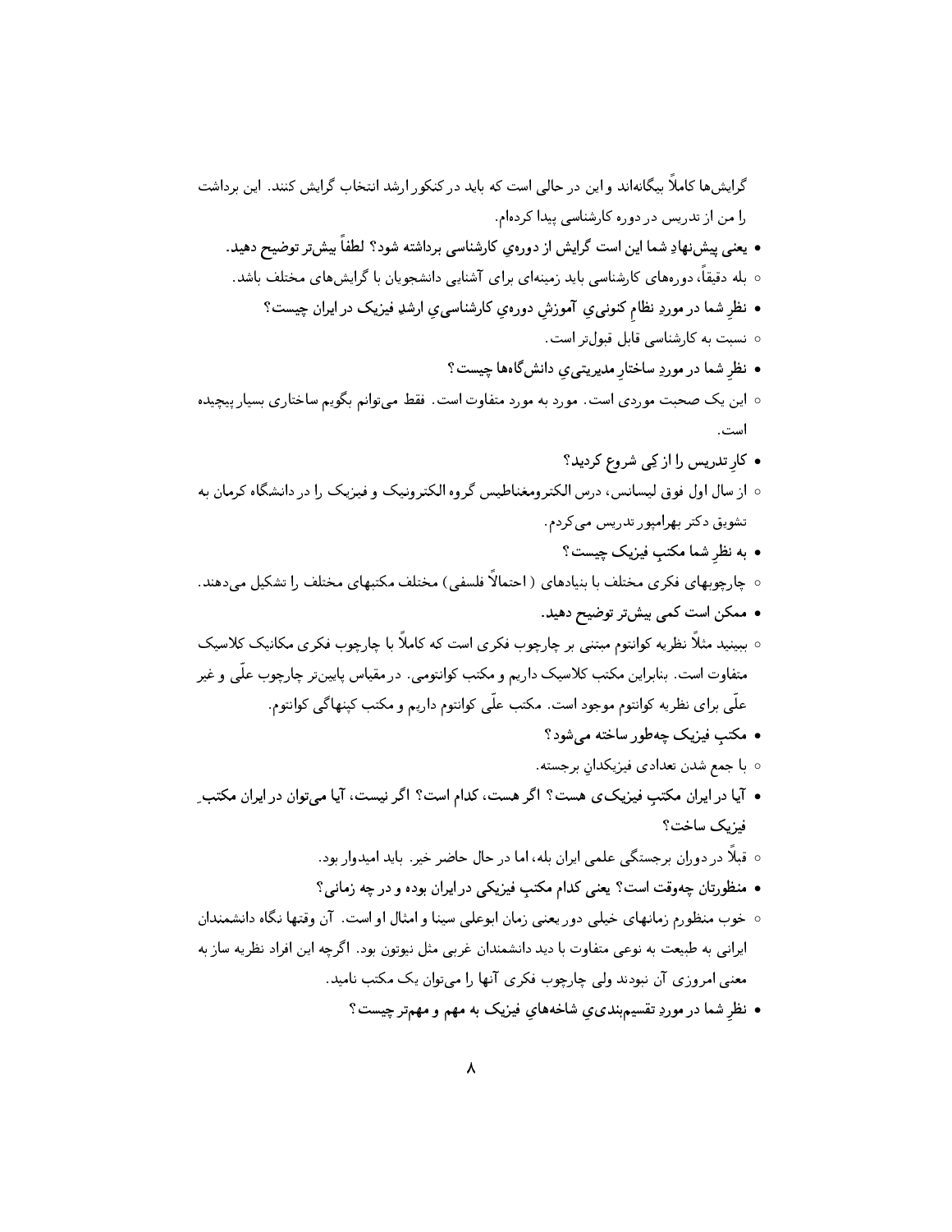گرایش‌ها کاملاً بیگانه‌اند و این در حالی است که باید در کنکور ارشد انتخاب گرایش کنند. این برداشت را من از تدریس در دوره کارشناسی پیدا کرده‌ام.

- **یعنی پیش‌نهادِ شما این است گرایش از دوره‌ي کارشناسی برداشته شود؟ لطفاً بیش‌تر توضیح دهید.**
  - بله دقیقاً، دوره‌های کارشناسی باید زمینه‌ای برای آشنایی دانشجویان با گرایش‌های مختلف باشد.
- **نظرِ شما در موردِ نظامِ کنونی‌ي آموزشِ دوره‌ي کارشناسی‌ي ارشدِ فیزیک در ایران چیست؟**
  - نسبت به کارشناسی قابل قبول‌تر است.
- **نظرِ شما در موردِ ساختارِ مدیریتی‌ي دانش‌گاه‌ها چیست؟**
  - این یک صحبت موردی است. مورد به مورد متفاوت است. فقط می‌توانم بگویم ساختاری بسیار پیچیده است.
- **کارِ تدریس را از کِی شروع کردید؟**
  - از سال اول فوق لیسانس، درس الکترومغناطیس گروه الکترونیک و فیزیک را در دانشگاه کرمان به تشویق دکتر بهرامپور تدریس می‌کردم.
- **به نظرِ شما مکتبِ فیزیک چیست؟**
  - چارچوبهای فکری مختلف با بنیادهای (احتمالاً فلسفی) مختلف مکتبهای مختلف را تشکیل می‌دهند.
- **ممکن است کمی بیش‌تر توضیح دهید.**
  - ببینید مثلاً نظریه کوانتوم مبتنی بر چارچوب فکری است که کاملاً با چارچوب فکری مکانیک کلاسیک متفاوت است. بنابراین مکتب کلاسیک داریم و مکتب کوانتومی. در مقیاس پایین‌تر چارچوب علّی و غیر علّی برای نظریه کوانتوم موجود است. مکتب علّی کوانتوم داریم و مکتب کپنهاگی کوانتوم.
- **مکتبِ فیزیک چه‌طور ساخته می‌شود؟**
  - با جمع شدن تعدادی فیزیکدانِ برجسته.
- **آیا در ایران مکتبِ فیزیک‌ی هست؟ اگر هست، کدام است؟ اگر نیست، آیا می‌توان در ایران مکتبِ فیزیک ساخت؟**
  - قبلاً در دوران برجستگی علمی ایران بله، اما در حال حاضر خیر. باید امیدوار بود.
- **منظورتان چه‌وقت است؟ یعنی کدام مکتبِ فیزیکی در ایران بوده و در چه زمانی؟**
  - خوب منظورم زمانهای خیلی دور یعنی زمان ابوعلی سینا و امثال او است. آن وقتها نگاه دانشمندان ایرانی به طبیعت به نوعی متفاوت با دید دانشمندان غربی مثل نیوتون بود. اگرچه این افراد نظریه ساز به معنی امروزی آن نبودند ولی چارچوب فکری آنها را می‌توان یک مکتب نامید.
- **نظرِ شما در موردِ تقسیم‌بندی‌ي شاخه‌هاي فیزیک به مهم و مهم‌تر چیست؟**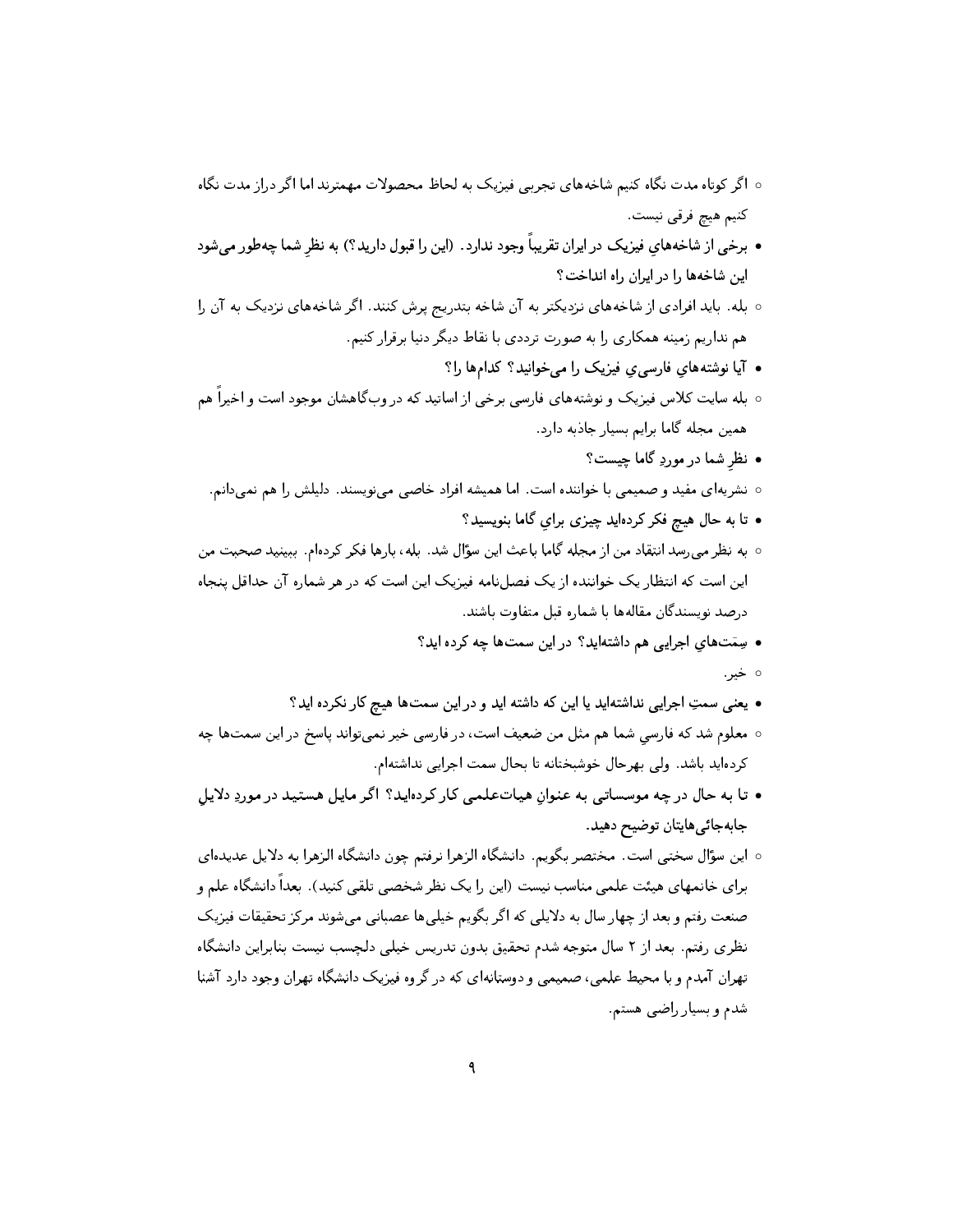- اگر کوتاه مدت نگاه کنیم شاخه‌های تجربی فیزیک به لحاظ محصولات مهمترند اما اگر دراز مدت نگاه کنیم هیچ فرقی نیست.

- **برخی از شاخه‌هایِ فیزیک در ایران تقریباً وجود ندارد. (این را قبول دارید؟) به نظرِ شما چه‌طور می‌شود این شاخه‌ها را در ایران راه انداخت؟**

- بله. باید افرادی از شاخه‌های نزدیکتر به آن شاخه بتدریج پرش کنند. اگر شاخه‌های نزدیک به آن را هم نداریم زمینه همکاری را به صورت ترددی با نقاط دیگر دنیا برقرار کنیم.

- **آیا نوشته‌هایِ فارسی‌ی فیزیک را می‌خوانید؟ کدام‌ها را؟**

- بله سایت کلاس فیزیک و نوشته‌های فارسی برخی از اساتید که در وب‌گاهشان موجود است و اخیراً هم همین مجله گاما برایم بسیار جاذبه دارد.

- **نظرِ شما در موردِ گاما چیست؟**

- نشریه‌ای مفید و صمیمی با خواننده است. اما همیشه افراد خاصی می‌نویسند. دلیلش را هم نمی‌دانم.

- **تا به حال هیچ فکر کرده‌اید چیزی برایِ گاما بنویسید؟**

- به نظر می‌رسد انتقاد من از مجله گاما باعث این سؤال شد. بله، بارها فکر کرده‌ام. ببینید صحبت من این است که انتظار یک خواننده از یک فصل‌نامه فیزیک این است که در هر شماره آن حداقل پنجاه درصد نویسندگان مقاله‌ها با شماره قبل متفاوت باشند.

- **سِمَت‌هایِ اجرایی هم داشته‌اید؟ در این سمت‌ها چه کرده اید؟**

- خیر.

- **یعنی سمتِ اجرایی نداشته‌اید یا این که داشته اید و در این سمت‌ها هیچ کار نکرده اید؟**

- معلوم شد که فارسیِ شما هم مثل من ضعیف است، در فارسی خیر نمی‌تواند پاسخ در این سمت‌ها چه کرده‌اید باشد. ولی بهرحال خوشبختانه تا بحال سمت اجرایی نداشته‌ام.

- **تا به حال در چه موسساتی به عنوانِ هیات‌علمی کار کرده‌اید؟ اگر مایل هستید در موردِ دلایلِ جابه‌جائی‌هایتان توضیح دهید.**

- این سؤال سختی است. مختصر بگویم. دانشگاه الزهرا نرفتم چون دانشگاه الزهرا به دلایل عدیده‌ای برای خانمهای هیئت علمی مناسب نیست (این را یک نظر شخصی تلقی کنید). بعداً دانشگاه علم و صنعت رفتم و بعد از چهار سال به دلایلی که اگر بگویم خیلی‌ها عصبانی می‌شوند مرکز تحقیقات فیزیک نظری رفتم. بعد از ۲ سال متوجه شدم تحقیق بدون تدریس خیلی دلچسب نیست بنابراین دانشگاه تهران آمدم و با محیط علمی، صمیمی و دوستانه‌ای که در گروه فیزیک دانشگاه تهران وجود دارد آشنا شدم و بسیار راضی هستم.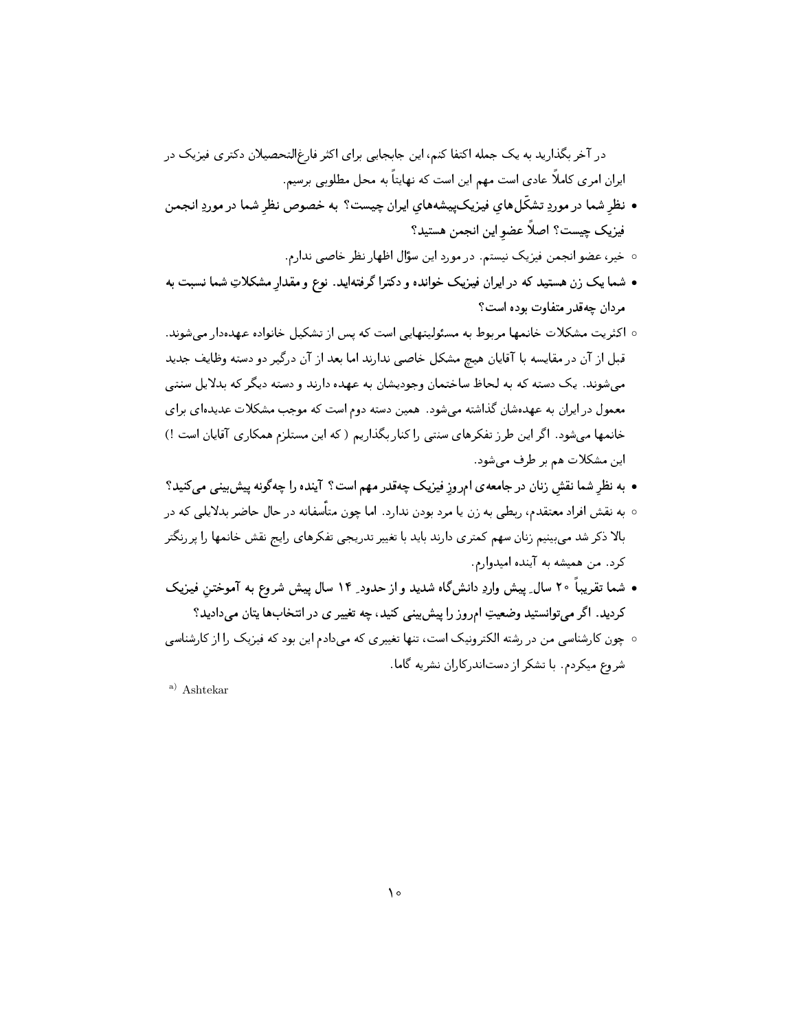در آخر بگذارید به یک جمله اکتفا کنم، این جابجایی برای اکثر فارغ‌التحصیلان دکتری فیزیک در ایران امری کاملاً عادی است مهم این است که نهایتاً به محل مطلوبی برسیم.

- **نظرِ شما در موردِ تشکّل‌هایِ فیزیک‌پیشه‌هایِ ایران چیست؟ به خصوص نظرِ شما در موردِ انجمن فیزیک چیست؟ اصلاً عضوِ این انجمن هستید؟**
  - خیر، عضو انجمن فیزیک نیستم. در مورد این سؤال اظهار نظر خاصی ندارم.
- **شما یک زن هستید که در ایران فیزیک خوانده و دکترا گرفته‌اید. نوع و مقدارِ مشکلاتِ شما نسبت به مردان چه‌قدر متفاوت بوده است؟**
  - اکثریت مشکلات خانمها مربوط به مسئولیتهایی است که پس از تشکیل خانواده عهده‌دار می‌شوند. قبل از آن در مقایسه با آقایان هیچ مشکل خاصی ندارند اما بعد از آن درگیر دو دسته وظایف جدید می‌شوند. یک دسته که به لحاظ ساختمان وجودیشان به عهده دارند و دسته دیگر که بدلایل سنتی معمول در ایران به عهده‌شان گذاشته می‌شود. همین دسته دوم است که موجب مشکلات عدیده‌ای برای خانمها می‌شود. اگر این طرز تفکرهای سنتی را کنار بگذاریم ( که این مستلزم همکاری آقایان است !) این مشکلات هم بر طرف می‌شود.
- **به نظرِ شما نقشِ زنان در جامعه‌ی امروزِ فیزیک چه‌قدر مهم است؟ آینده را چه‌گونه پیش‌بینی می‌کنید؟**
  - به نقش افراد معتقدم، ربطی به زن یا مرد بودن ندارد. اما چون متأسفانه در حال حاضر بدلایلی که در بالا ذکر شد می‌بینیم زنان سهم کمتری دارند باید با تغییر تدریجی تفکرهای رایج نقش خانمها را پررنگتر کرد. من همیشه به آینده امیدوارم.
- **شما تقریباً ۲۰ سال ِ پیش واردِ دانش‌گاه شدید و از حدودِ ۱۴ سال پیش شروع به آموختنِ فیزیک کردید. اگر می‌توانستید وضعیتِ امروز را پیش‌بینی کنید، چه تغییر ی در انتخاب‌ها یتان می‌دادید؟**
  - چون کارشناسی من در رشته الکترونیک است، تنها تغییری که می‌دادم این بود که فیزیک را از کارشناسی شروع میکردم. با تشکر از دست‌اندرکاران نشریه گاما.

[a] Ashtekar